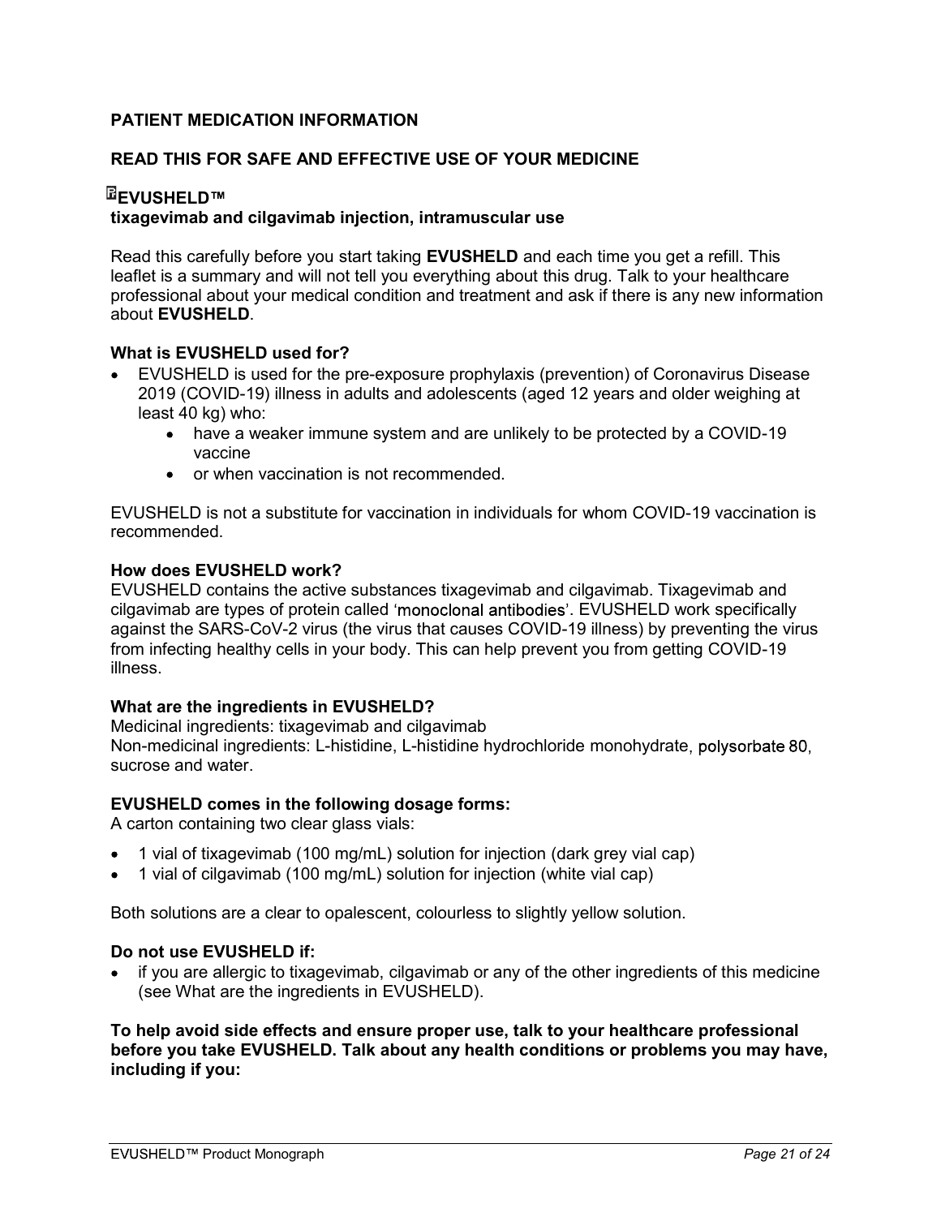## PATIENT MEDICATION INFORMATION

## READ THIS FOR SAFE AND EFFECTIVE USE OF YOUR MEDICINE

### ℞EVUSHELD™

**tixagevimab and cilgavimab injection, intramuscular use**

Read this carefully before you start taking **EVUSHELD** and each time you get a refill. This leaflet is a summary and will not tell you everything about this drug. Talk to your healthcare professional about your medical condition and treatment and ask if there is any new information about **EVUSHELD**.

**What is EVUSHELD used for?**

- EVUSHELD is used for the pre-exposure prophylaxis (prevention) of Coronavirus Disease 2019 (COVID-19) illness in adults and adolescents (aged 12 years and older weighing at least 40 kg) who:
  - have a weaker immune system and are unlikely to be protected by a COVID-19 vaccine
  - or when vaccination is not recommended.

EVUSHELD is not a substitute for vaccination in individuals for whom COVID-19 vaccination is recommended.

**How does EVUSHELD work?**

EVUSHELD contains the active substances tixagevimab and cilgavimab. Tixagevimab and cilgavimab are types of protein called 'monoclonal antibodies'. EVUSHELD work specifically against the SARS-CoV-2 virus (the virus that causes COVID-19 illness) by preventing the virus from infecting healthy cells in your body. This can help prevent you from getting COVID-19 illness.

**What are the ingredients in EVUSHELD?**

Medicinal ingredients: tixagevimab and cilgavimab
Non-medicinal ingredients: L-histidine, L-histidine hydrochloride monohydrate, polysorbate 80, sucrose and water.

**EVUSHELD comes in the following dosage forms:**

A carton containing two clear glass vials:

- 1 vial of tixagevimab (100 mg/mL) solution for injection (dark grey vial cap)
- 1 vial of cilgavimab (100 mg/mL) solution for injection (white vial cap)

Both solutions are a clear to opalescent, colourless to slightly yellow solution.

**Do not use EVUSHELD if:**

- if you are allergic to tixagevimab, cilgavimab or any of the other ingredients of this medicine (see What are the ingredients in EVUSHELD).

**To help avoid side effects and ensure proper use, talk to your healthcare professional before you take EVUSHELD. Talk about any health conditions or problems you may have, including if you:**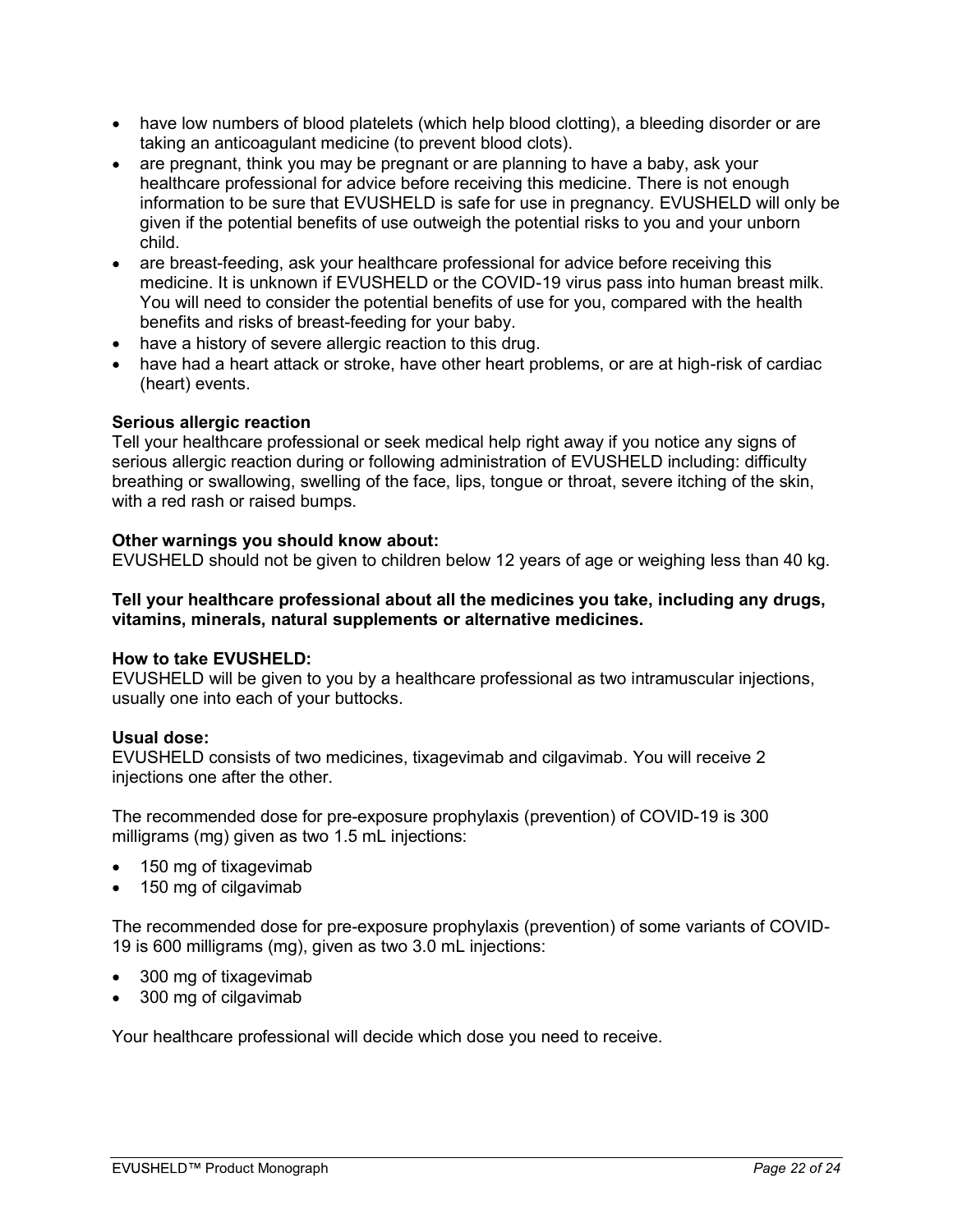- have low numbers of blood platelets (which help blood clotting), a bleeding disorder or are taking an anticoagulant medicine (to prevent blood clots).
- are pregnant, think you may be pregnant or are planning to have a baby, ask your healthcare professional for advice before receiving this medicine. There is not enough information to be sure that EVUSHELD is safe for use in pregnancy. EVUSHELD will only be given if the potential benefits of use outweigh the potential risks to you and your unborn child.
- are breast-feeding, ask your healthcare professional for advice before receiving this medicine. It is unknown if EVUSHELD or the COVID-19 virus pass into human breast milk. You will need to consider the potential benefits of use for you, compared with the health benefits and risks of breast-feeding for your baby.
- have a history of severe allergic reaction to this drug.
- have had a heart attack or stroke, have other heart problems, or are at high-risk of cardiac (heart) events.

**Serious allergic reaction**

Tell your healthcare professional or seek medical help right away if you notice any signs of serious allergic reaction during or following administration of EVUSHELD including: difficulty breathing or swallowing, swelling of the face, lips, tongue or throat, severe itching of the skin, with a red rash or raised bumps.

**Other warnings you should know about:**

EVUSHELD should not be given to children below 12 years of age or weighing less than 40 kg.

**Tell your healthcare professional about all the medicines you take, including any drugs, vitamins, minerals, natural supplements or alternative medicines.**

**How to take EVUSHELD:**

EVUSHELD will be given to you by a healthcare professional as two intramuscular injections, usually one into each of your buttocks.

**Usual dose:**

EVUSHELD consists of two medicines, tixagevimab and cilgavimab. You will receive 2 injections one after the other.

The recommended dose for pre-exposure prophylaxis (prevention) of COVID-19 is 300 milligrams (mg) given as two 1.5 mL injections:

- 150 mg of tixagevimab
- 150 mg of cilgavimab

The recommended dose for pre-exposure prophylaxis (prevention) of some variants of COVID-19 is 600 milligrams (mg), given as two 3.0 mL injections:

- 300 mg of tixagevimab
- 300 mg of cilgavimab

Your healthcare professional will decide which dose you need to receive.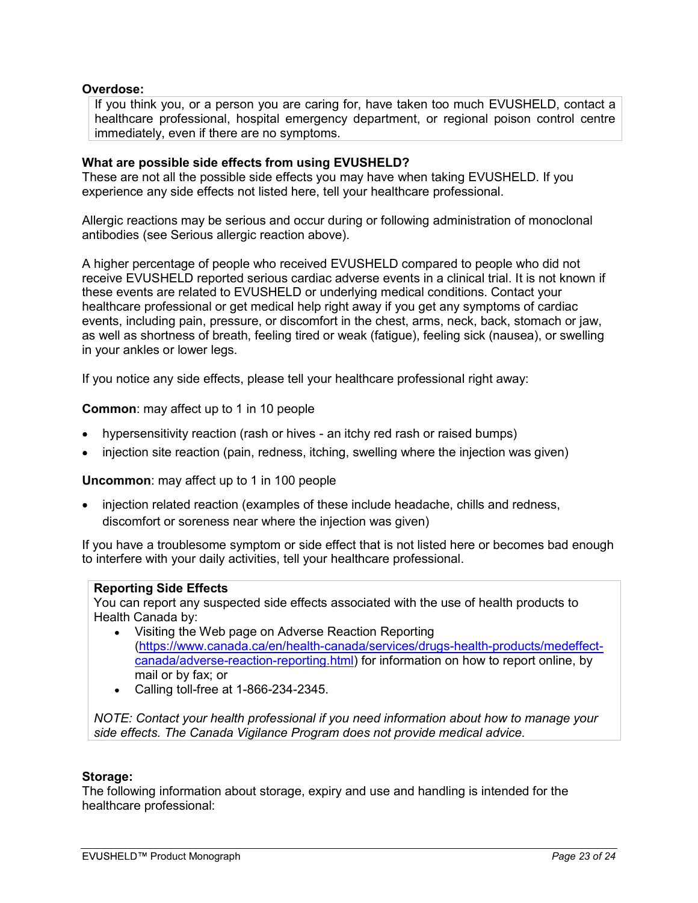**Overdose:**

If you think you, or a person you are caring for, have taken too much EVUSHELD, contact a healthcare professional, hospital emergency department, or regional poison control centre immediately, even if there are no symptoms.

**What are possible side effects from using EVUSHELD?**

These are not all the possible side effects you may have when taking EVUSHELD. If you experience any side effects not listed here, tell your healthcare professional.

Allergic reactions may be serious and occur during or following administration of monoclonal antibodies (see Serious allergic reaction above).

A higher percentage of people who received EVUSHELD compared to people who did not receive EVUSHELD reported serious cardiac adverse events in a clinical trial. It is not known if these events are related to EVUSHELD or underlying medical conditions. Contact your healthcare professional or get medical help right away if you get any symptoms of cardiac events, including pain, pressure, or discomfort in the chest, arms, neck, back, stomach or jaw, as well as shortness of breath, feeling tired or weak (fatigue), feeling sick (nausea), or swelling in your ankles or lower legs.

If you notice any side effects, please tell your healthcare professional right away:

**Common**: may affect up to 1 in 10 people

- hypersensitivity reaction (rash or hives - an itchy red rash or raised bumps)
- injection site reaction (pain, redness, itching, swelling where the injection was given)

**Uncommon**: may affect up to 1 in 100 people

- injection related reaction (examples of these include headache, chills and redness, discomfort or soreness near where the injection was given)

If you have a troublesome symptom or side effect that is not listed here or becomes bad enough to interfere with your daily activities, tell your healthcare professional.

**Reporting Side Effects**

You can report any suspected side effects associated with the use of health products to Health Canada by:

- Visiting the Web page on Adverse Reaction Reporting (https://www.canada.ca/en/health-canada/services/drugs-health-products/medeffect-canada/adverse-reaction-reporting.html) for information on how to report online, by mail or by fax; or
- Calling toll-free at 1-866-234-2345.

*NOTE: Contact your health professional if you need information about how to manage your side effects. The Canada Vigilance Program does not provide medical advice.*

**Storage:**

The following information about storage, expiry and use and handling is intended for the healthcare professional: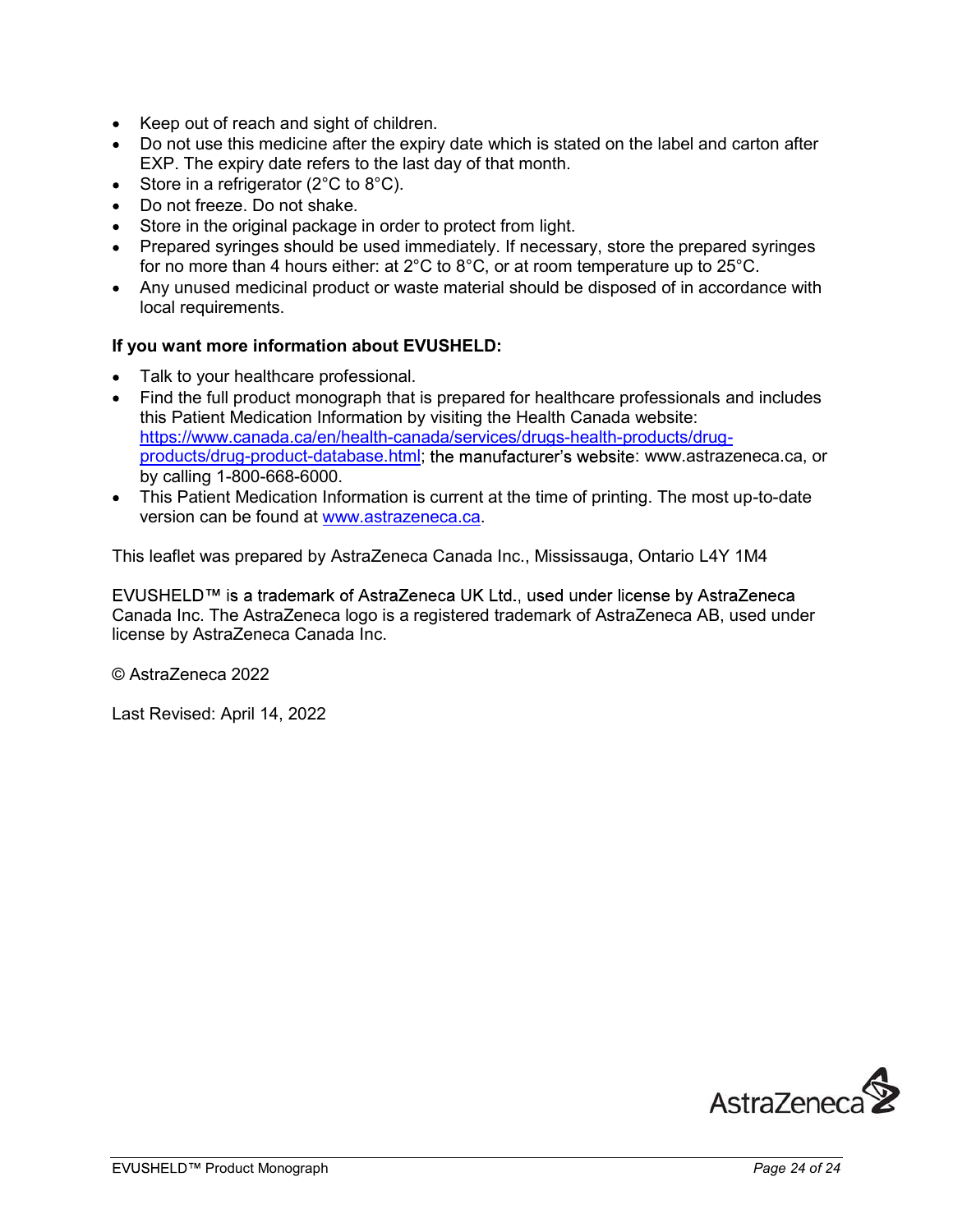- Keep out of reach and sight of children.
- Do not use this medicine after the expiry date which is stated on the label and carton after EXP. The expiry date refers to the last day of that month.
- Store in a refrigerator (2°C to 8°C).
- Do not freeze. Do not shake.
- Store in the original package in order to protect from light.
- Prepared syringes should be used immediately. If necessary, store the prepared syringes for no more than 4 hours either: at 2°C to 8°C, or at room temperature up to 25°C.
- Any unused medicinal product or waste material should be disposed of in accordance with local requirements.

**If you want more information about EVUSHELD:**

- Talk to your healthcare professional.
- Find the full product monograph that is prepared for healthcare professionals and includes this Patient Medication Information by visiting the Health Canada website: https://www.canada.ca/en/health-canada/services/drugs-health-products/drug-products/drug-product-database.html; the manufacturer's website: www.astrazeneca.ca, or by calling 1-800-668-6000.
- This Patient Medication Information is current at the time of printing. The most up-to-date version can be found at www.astrazeneca.ca.

This leaflet was prepared by AstraZeneca Canada Inc., Mississauga, Ontario L4Y 1M4

EVUSHELD™ is a trademark of AstraZeneca UK Ltd., used under license by AstraZeneca Canada Inc. The AstraZeneca logo is a registered trademark of AstraZeneca AB, used under license by AstraZeneca Canada Inc.

© AstraZeneca 2022

Last Revised: April 14, 2022

AstraZeneca